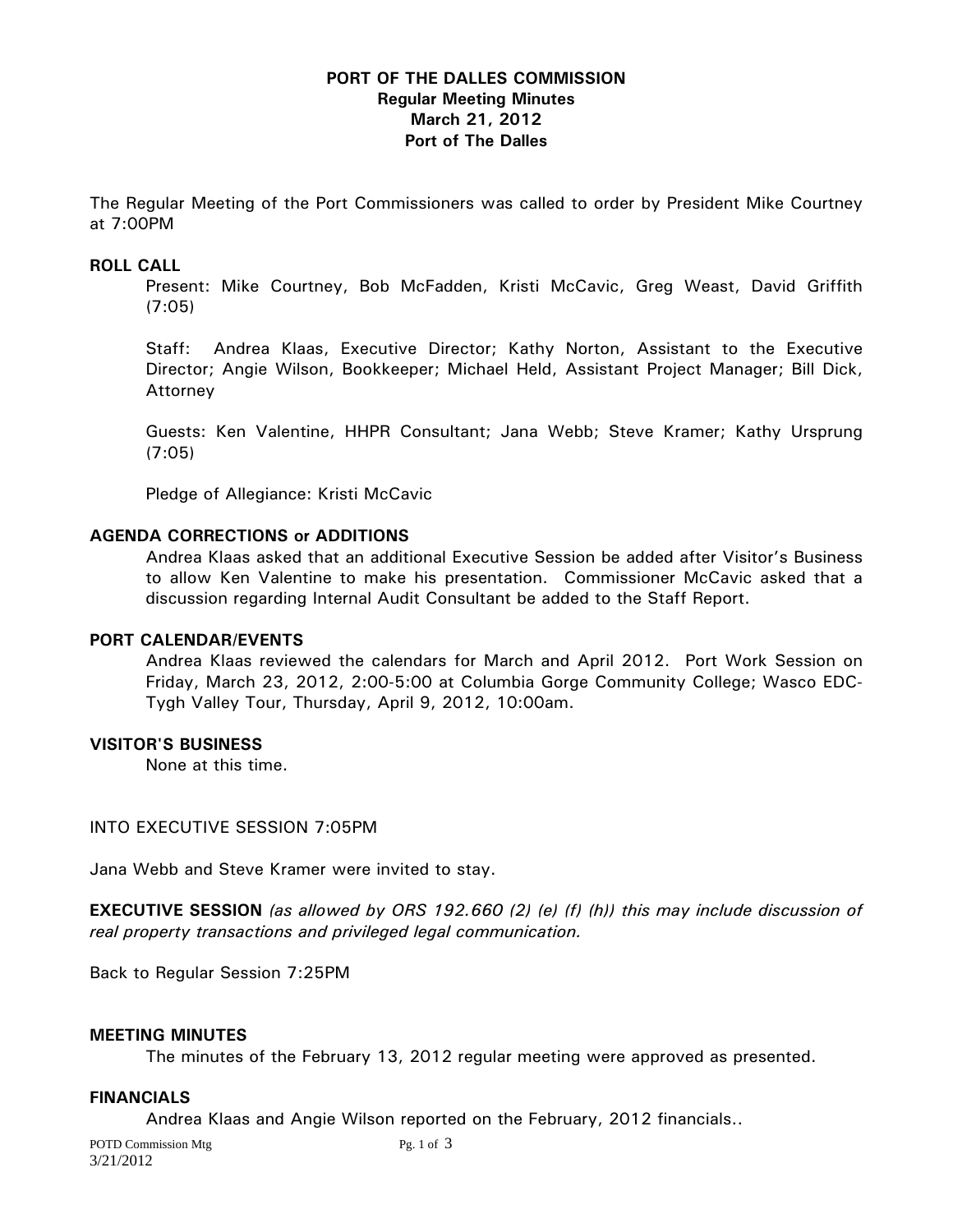# PORT OF THE DALLES COMMISSION
## Regular Meeting Minutes
## March 21, 2012
## Port of The Dalles

The Regular Meeting of the Port Commissioners was called to order by President Mike Courtney at 7:00PM

### ROLL CALL

Present: Mike Courtney, Bob McFadden, Kristi McCavic, Greg Weast, David Griffith (7:05)

Staff: Andrea Klaas, Executive Director; Kathy Norton, Assistant to the Executive Director; Angie Wilson, Bookkeeper; Michael Held, Assistant Project Manager; Bill Dick, Attorney

Guests: Ken Valentine, HHPR Consultant; Jana Webb; Steve Kramer; Kathy Ursprung (7:05)

Pledge of Allegiance: Kristi McCavic

### AGENDA CORRECTIONS or ADDITIONS

Andrea Klaas asked that an additional Executive Session be added after Visitor's Business to allow Ken Valentine to make his presentation. Commissioner McCavic asked that a discussion regarding Internal Audit Consultant be added to the Staff Report.

### PORT CALENDAR/EVENTS

Andrea Klaas reviewed the calendars for March and April 2012. Port Work Session on Friday, March 23, 2012, 2:00-5:00 at Columbia Gorge Community College; Wasco EDC-Tygh Valley Tour, Thursday, April 9, 2012, 10:00am.

### VISITOR'S BUSINESS

None at this time.

INTO EXECUTIVE SESSION 7:05PM

Jana Webb and Steve Kramer were invited to stay.

**EXECUTIVE SESSION** *(as allowed by ORS 192.660 (2) (e) (f) (h)) this may include discussion of real property transactions and privileged legal communication.*

Back to Regular Session 7:25PM

### MEETING MINUTES

The minutes of the February 13, 2012 regular meeting were approved as presented.

### FINANCIALS

Andrea Klaas and Angie Wilson reported on the February, 2012 financials..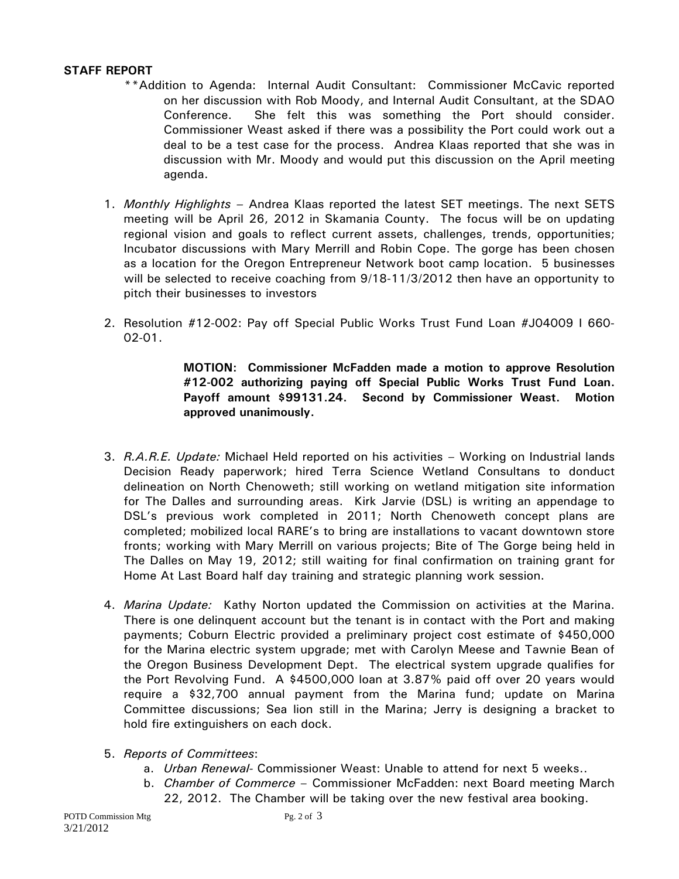**STAFF REPORT**

**Addition to Agenda: Internal Audit Consultant: Commissioner McCavic reported on her discussion with Rob Moody, and Internal Audit Consultant, at the SDAO Conference. She felt this was something the Port should consider. Commissioner Weast asked if there was a possibility the Port could work out a deal to be a test case for the process. Andrea Klaas reported that she was in discussion with Mr. Moody and would put this discussion on the April meeting agenda.

1. *Monthly Highlights* – Andrea Klaas reported the latest SET meetings. The next SETS meeting will be April 26, 2012 in Skamania County. The focus will be on updating regional vision and goals to reflect current assets, challenges, trends, opportunities; Incubator discussions with Mary Merrill and Robin Cope. The gorge has been chosen as a location for the Oregon Entrepreneur Network boot camp location. 5 businesses will be selected to receive coaching from 9/18-11/3/2012 then have an opportunity to pitch their businesses to investors

2. Resolution #12-002: Pay off Special Public Works Trust Fund Loan #J04009 I 660-02-01.

   **MOTION: Commissioner McFadden made a motion to approve Resolution #12-002 authorizing paying off Special Public Works Trust Fund Loan. Payoff amount $99131.24. Second by Commissioner Weast. Motion approved unanimously.**

3. *R.A.R.E. Update:* Michael Held reported on his activities – Working on Industrial lands Decision Ready paperwork; hired Terra Science Wetland Consultans to donduct delineation on North Chenoweth; still working on wetland mitigation site information for The Dalles and surrounding areas. Kirk Jarvie (DSL) is writing an appendage to DSL's previous work completed in 2011; North Chenoweth concept plans are completed; mobilized local RARE's to bring are installations to vacant downtown store fronts; working with Mary Merrill on various projects; Bite of The Gorge being held in The Dalles on May 19, 2012; still waiting for final confirmation on training grant for Home At Last Board half day training and strategic planning work session.

4. *Marina Update:* Kathy Norton updated the Commission on activities at the Marina. There is one delinquent account but the tenant is in contact with the Port and making payments; Coburn Electric provided a preliminary project cost estimate of $450,000 for the Marina electric system upgrade; met with Carolyn Meese and Tawnie Bean of the Oregon Business Development Dept. The electrical system upgrade qualifies for the Port Revolving Fund. A $4500,000 loan at 3.87% paid off over 20 years would require a $32,700 annual payment from the Marina fund; update on Marina Committee discussions; Sea lion still in the Marina; Jerry is designing a bracket to hold fire extinguishers on each dock.

5. *Reports of Committees*:
   a. *Urban Renewal*- Commissioner Weast: Unable to attend for next 5 weeks..
   b. *Chamber of Commerce* – Commissioner McFadden: next Board meeting March 22, 2012. The Chamber will be taking over the new festival area booking.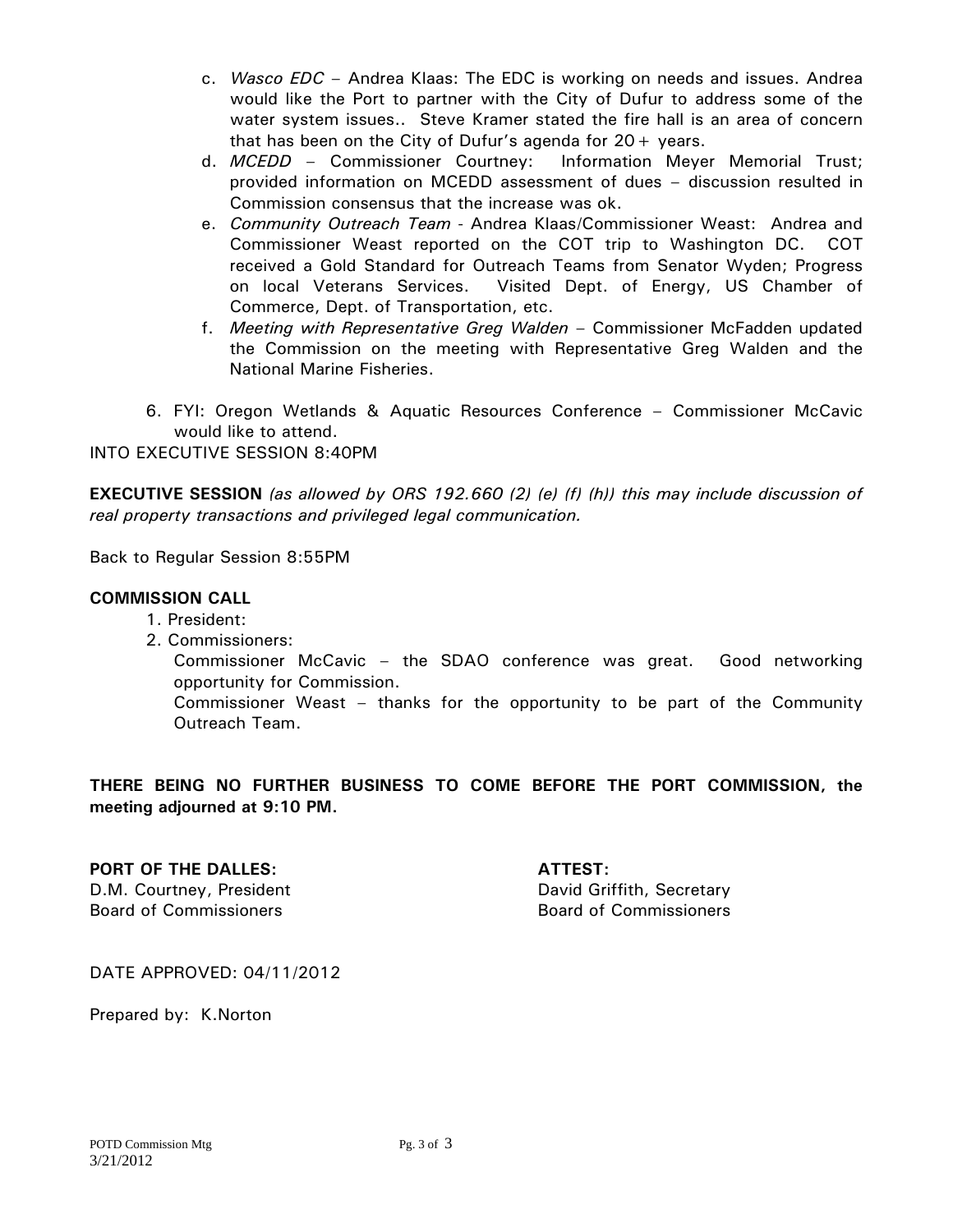c. *Wasco EDC* – Andrea Klaas: The EDC is working on needs and issues. Andrea would like the Port to partner with the City of Dufur to address some of the water system issues.. Steve Kramer stated the fire hall is an area of concern that has been on the City of Dufur's agenda for 20+ years.

d. *MCEDD* – Commissioner Courtney: Information Meyer Memorial Trust; provided information on MCEDD assessment of dues – discussion resulted in Commission consensus that the increase was ok.

e. *Community Outreach Team* - Andrea Klaas/Commissioner Weast: Andrea and Commissioner Weast reported on the COT trip to Washington DC. COT received a Gold Standard for Outreach Teams from Senator Wyden; Progress on local Veterans Services. Visited Dept. of Energy, US Chamber of Commerce, Dept. of Transportation, etc.

f. *Meeting with Representative Greg Walden* – Commissioner McFadden updated the Commission on the meeting with Representative Greg Walden and the National Marine Fisheries.

6. FYI: Oregon Wetlands & Aquatic Resources Conference – Commissioner McCavic would like to attend.

INTO EXECUTIVE SESSION 8:40PM

**EXECUTIVE SESSION** *(as allowed by ORS 192.660 (2) (e) (f) (h)) this may include discussion of real property transactions and privileged legal communication.*

Back to Regular Session 8:55PM

**COMMISSION CALL**

1. President:
2. Commissioners:

   Commissioner McCavic – the SDAO conference was great. Good networking opportunity for Commission.

   Commissioner Weast – thanks for the opportunity to be part of the Community Outreach Team.

**THERE BEING NO FURTHER BUSINESS TO COME BEFORE THE PORT COMMISSION, the meeting adjourned at 9:10 PM.**

**PORT OF THE DALLES:**
D.M. Courtney, President
Board of Commissioners

**ATTEST:**
David Griffith, Secretary
Board of Commissioners

DATE APPROVED: 04/11/2012

Prepared by: K.Norton